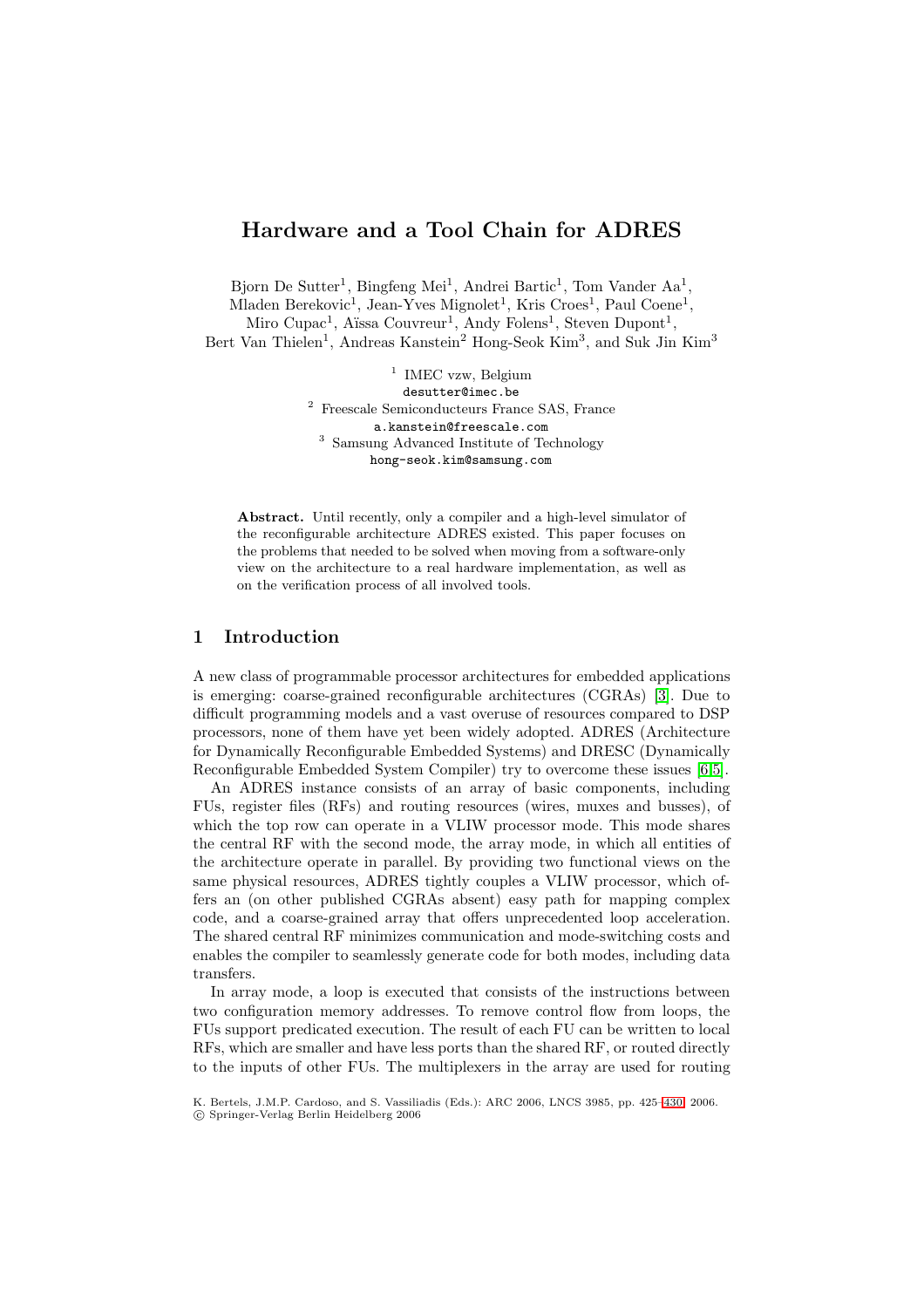# Hardware and a Tool Chain for ADRES

Bjorn De Sutter[1], Bingfeng Mei[1], Andrei Bartic[1], Tom Vander Aa[1], Mladen Berekovic[1], Jean-Yves Mignolet[1], Kris Croes[1], Paul Coene[1], Miro Cupac[1], Aïssa Couvreur[1], Andy Folens[1], Steven Dupont[1], Bert Van Thielen[1], Andreas Kanstein[2] Hong-Seok Kim[3], and Suk Jin Kim[3]

[1] IMEC vzw, Belgium
desutter@imec.be

[2] Freescale Semiconducteurs France SAS, France
a.kanstein@freescale.com

[3] Samsung Advanced Institute of Technology
hong-seok.kim@samsung.com

**Abstract.** Until recently, only a compiler and a high-level simulator of the reconfigurable architecture ADRES existed. This paper focuses on the problems that needed to be solved when moving from a software-only view on the architecture to a real hardware implementation, as well as on the verification process of all involved tools.

## 1 Introduction

A new class of programmable processor architectures for embedded applications is emerging: coarse-grained reconfigurable architectures (CGRAs) [3]. Due to difficult programming models and a vast overuse of resources compared to DSP processors, none of them have yet been widely adopted. ADRES (Architecture for Dynamically Reconfigurable Embedded Systems) and DRESC (Dynamically Reconfigurable Embedded System Compiler) try to overcome these issues [6,5].

An ADRES instance consists of an array of basic components, including FUs, register files (RFs) and routing resources (wires, muxes and busses), of which the top row can operate in a VLIW processor mode. This mode shares the central RF with the second mode, the array mode, in which all entities of the architecture operate in parallel. By providing two functional views on the same physical resources, ADRES tightly couples a VLIW processor, which offers an (on other published CGRAs absent) easy path for mapping complex code, and a coarse-grained array that offers unprecedented loop acceleration. The shared central RF minimizes communication and mode-switching costs and enables the compiler to seamlessly generate code for both modes, including data transfers.

In array mode, a loop is executed that consists of the instructions between two configuration memory addresses. To remove control flow from loops, the FUs support predicated execution. The result of each FU can be written to local RFs, which are smaller and have less ports than the shared RF, or routed directly to the inputs of other FUs. The multiplexers in the array are used for routing

K. Bertels, J.M.P. Cardoso, and S. Vassiliadis (Eds.): ARC 2006, LNCS 3985, pp. 425–430, 2006.
© Springer-Verlag Berlin Heidelberg 2006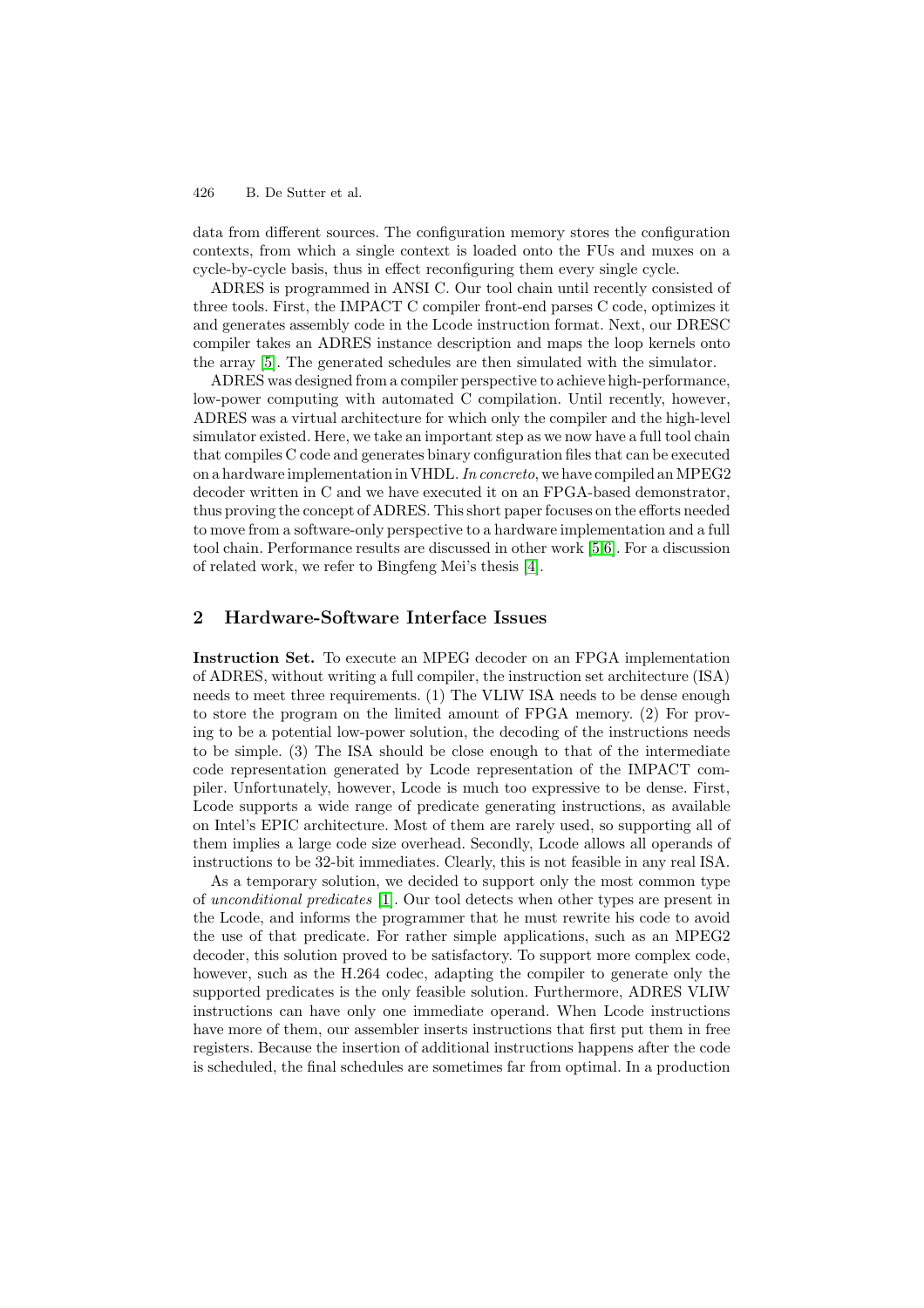data from different sources. The configuration memory stores the configuration contexts, from which a single context is loaded onto the FUs and muxes on a cycle-by-cycle basis, thus in effect reconfiguring them every single cycle.

ADRES is programmed in ANSI C. Our tool chain until recently consisted of three tools. First, the IMPACT C compiler front-end parses C code, optimizes it and generates assembly code in the Lcode instruction format. Next, our DRESC compiler takes an ADRES instance description and maps the loop kernels onto the array [5]. The generated schedules are then simulated with the simulator.

ADRES was designed from a compiler perspective to achieve high-performance, low-power computing with automated C compilation. Until recently, however, ADRES was a virtual architecture for which only the compiler and the high-level simulator existed. Here, we take an important step as we now have a full tool chain that compiles C code and generates binary configuration files that can be executed on a hardware implementation in VHDL. *In concreto*, we have compiled an MPEG2 decoder written in C and we have executed it on an FPGA-based demonstrator, thus proving the concept of ADRES. This short paper focuses on the efforts needed to move from a software-only perspective to a hardware implementation and a full tool chain. Performance results are discussed in other work [5,6]. For a discussion of related work, we refer to Bingfeng Mei's thesis [4].

## 2 Hardware-Software Interface Issues

**Instruction Set.** To execute an MPEG decoder on an FPGA implementation of ADRES, without writing a full compiler, the instruction set architecture (ISA) needs to meet three requirements. (1) The VLIW ISA needs to be dense enough to store the program on the limited amount of FPGA memory. (2) For proving to be a potential low-power solution, the decoding of the instructions needs to be simple. (3) The ISA should be close enough to that of the intermediate code representation generated by Lcode representation of the IMPACT compiler. Unfortunately, however, Lcode is much too expressive to be dense. First, Lcode supports a wide range of predicate generating instructions, as available on Intel's EPIC architecture. Most of them are rarely used, so supporting all of them implies a large code size overhead. Secondly, Lcode allows all operands of instructions to be 32-bit immediates. Clearly, this is not feasible in any real ISA.

As a temporary solution, we decided to support only the most common type of *unconditional predicates* [1]. Our tool detects when other types are present in the Lcode, and informs the programmer that he must rewrite his code to avoid the use of that predicate. For rather simple applications, such as an MPEG2 decoder, this solution proved to be satisfactory. To support more complex code, however, such as the H.264 codec, adapting the compiler to generate only the supported predicates is the only feasible solution. Furthermore, ADRES VLIW instructions can have only one immediate operand. When Lcode instructions have more of them, our assembler inserts instructions that first put them in free registers. Because the insertion of additional instructions happens after the code is scheduled, the final schedules are sometimes far from optimal. In a production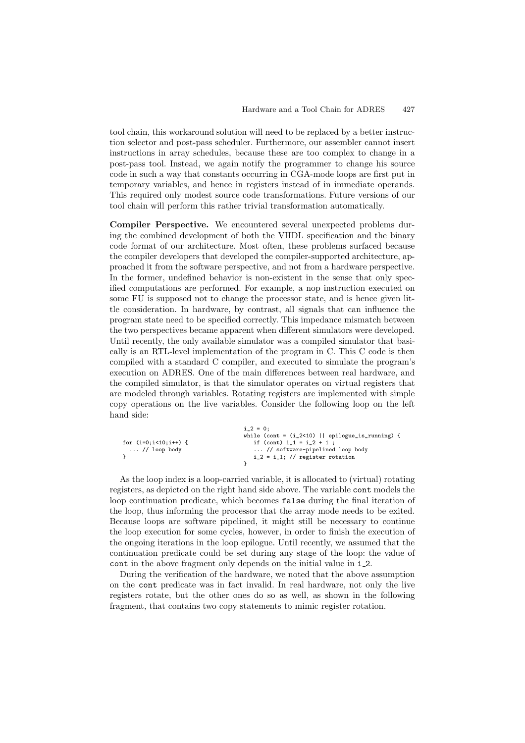tool chain, this workaround solution will need to be replaced by a better instruction selector and post-pass scheduler. Furthermore, our assembler cannot insert instructions in array schedules, because these are too complex to change in a post-pass tool. Instead, we again notify the programmer to change his source code in such a way that constants occurring in CGA-mode loops are first put in temporary variables, and hence in registers instead of in immediate operands. This required only modest source code transformations. Future versions of our tool chain will perform this rather trivial transformation automatically.

**Compiler Perspective.** We encountered several unexpected problems during the combined development of both the VHDL specification and the binary code format of our architecture. Most often, these problems surfaced because the compiler developers that developed the compiler-supported architecture, approached it from the software perspective, and not from a hardware perspective. In the former, undefined behavior is non-existent in the sense that only specified computations are performed. For example, a nop instruction executed on some FU is supposed not to change the processor state, and is hence given little consideration. In hardware, by contrast, all signals that can influence the program state need to be specified correctly. This impedance mismatch between the two perspectives became apparent when different simulators were developed. Until recently, the only available simulator was a compiled simulator that basically is an RTL-level implementation of the program in C. This C code is then compiled with a standard C compiler, and executed to simulate the program's execution on ADRES. One of the main differences between real hardware, and the compiled simulator, is that the simulator operates on virtual registers that are modeled through variables. Rotating registers are implemented with simple copy operations on the live variables. Consider the following loop on the left hand side:

```
for (i=0;i<10;i++) {
  ... // loop body
}
```

```
i_2 = 0;
while (cont = (i_2<10) || epilogue_is_running) {
   if (cont) i_1 = i_2 + 1 ;
   ... // software-pipelined loop body
   i_2 = i_1; // register rotation
}
```

As the loop index is a loop-carried variable, it is allocated to (virtual) rotating registers, as depicted on the right hand side above. The variable `cont` models the loop continuation predicate, which becomes `false` during the final iteration of the loop, thus informing the processor that the array mode needs to be exited. Because loops are software pipelined, it might still be necessary to continue the loop execution for some cycles, however, in order to finish the execution of the ongoing iterations in the loop epilogue. Until recently, we assumed that the continuation predicate could be set during any stage of the loop: the value of `cont` in the above fragment only depends on the initial value in i_2.

During the verification of the hardware, we noted that the above assumption on the `cont` predicate was in fact invalid. In real hardware, not only the live registers rotate, but the other ones do so as well, as shown in the following fragment, that contains two copy statements to mimic register rotation.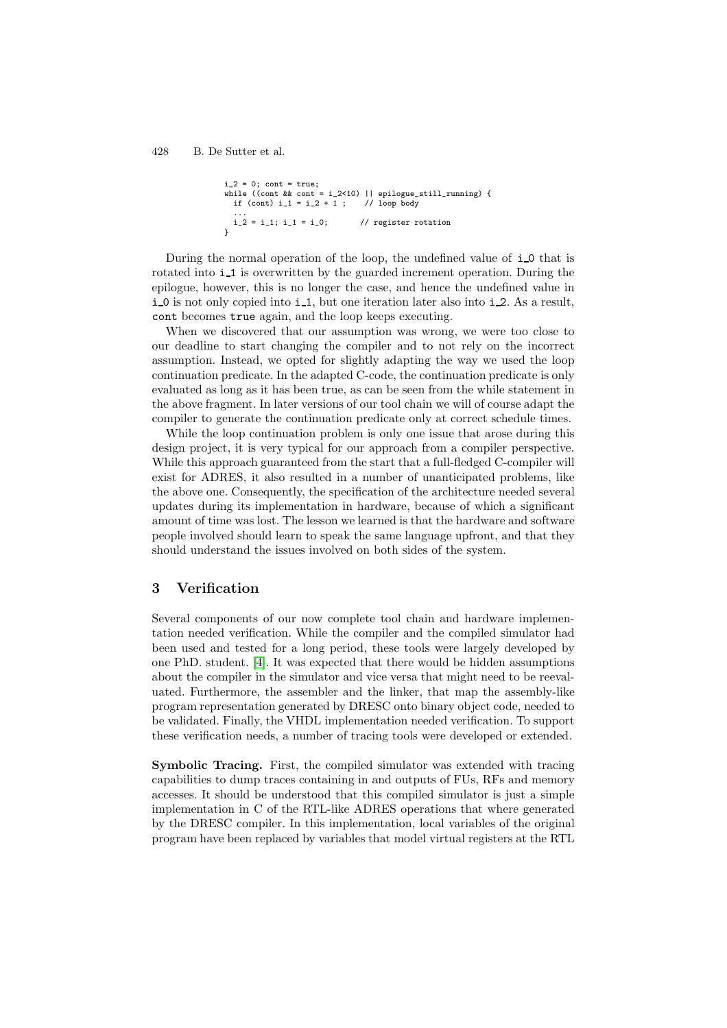```
i_2 = 0; cont = true;
while ((cont && cont = i_2<10) || epilogue_still_running) {
  if (cont) i_1 = i_2 + 1 ;    // loop body
  ...
  i_2 = i_1; i_1 = i_0;        // register rotation
}
```

During the normal operation of the loop, the undefined value of i_0 that is rotated into i_1 is overwritten by the guarded increment operation. During the epilogue, however, this is no longer the case, and hence the undefined value in i_0 is not only copied into i_1, but one iteration later also into i_2. As a result, cont becomes true again, and the loop keeps executing.

When we discovered that our assumption was wrong, we were too close to our deadline to start changing the compiler and to not rely on the incorrect assumption. Instead, we opted for slightly adapting the way we used the loop continuation predicate. In the adapted C-code, the continuation predicate is only evaluated as long as it has been true, as can be seen from the while statement in the above fragment. In later versions of our tool chain we will of course adapt the compiler to generate the continuation predicate only at correct schedule times.

While the loop continuation problem is only one issue that arose during this design project, it is very typical for our approach from a compiler perspective. While this approach guaranteed from the start that a full-fledged C-compiler will exist for ADRES, it also resulted in a number of unanticipated problems, like the above one. Consequently, the specification of the architecture needed several updates during its implementation in hardware, because of which a significant amount of time was lost. The lesson we learned is that the hardware and software people involved should learn to speak the same language upfront, and that they should understand the issues involved on both sides of the system.

## 3 Verification

Several components of our now complete tool chain and hardware implementation needed verification. While the compiler and the compiled simulator had been used and tested for a long period, these tools were largely developed by one PhD. student. [4]. It was expected that there would be hidden assumptions about the compiler in the simulator and vice versa that might need to be reevaluated. Furthermore, the assembler and the linker, that map the assembly-like program representation generated by DRESC onto binary object code, needed to be validated. Finally, the VHDL implementation needed verification. To support these verification needs, a number of tracing tools were developed or extended.

**Symbolic Tracing.** First, the compiled simulator was extended with tracing capabilities to dump traces containing in and outputs of FUs, RFs and memory accesses. It should be understood that this compiled simulator is just a simple implementation in C of the RTL-like ADRES operations that where generated by the DRESC compiler. In this implementation, local variables of the original program have been replaced by variables that model virtual registers at the RTL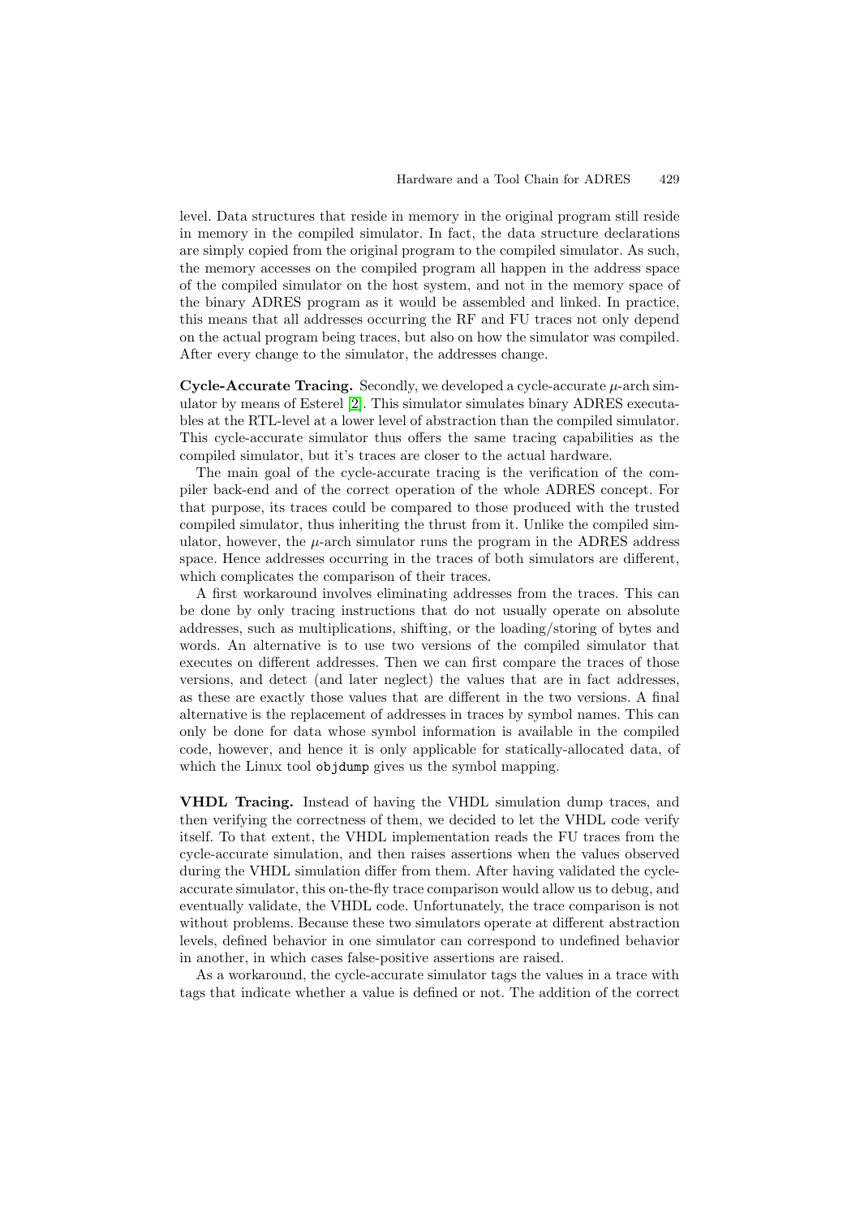level. Data structures that reside in memory in the original program still reside in memory in the compiled simulator. In fact, the data structure declarations are simply copied from the original program to the compiled simulator. As such, the memory accesses on the compiled program all happen in the address space of the compiled simulator on the host system, and not in the memory space of the binary ADRES program as it would be assembled and linked. In practice, this means that all addresses occurring the RF and FU traces not only depend on the actual program being traces, but also on how the simulator was compiled. After every change to the simulator, the addresses change.

**Cycle-Accurate Tracing.** Secondly, we developed a cycle-accurate $\mu$-arch simulator by means of Esterel [2]. This simulator simulates binary ADRES executables at the RTL-level at a lower level of abstraction than the compiled simulator. This cycle-accurate simulator thus offers the same tracing capabilities as the compiled simulator, but it's traces are closer to the actual hardware.

The main goal of the cycle-accurate tracing is the verification of the compiler back-end and of the correct operation of the whole ADRES concept. For that purpose, its traces could be compared to those produced with the trusted compiled simulator, thus inheriting the thrust from it. Unlike the compiled simulator, however, the $\mu$-arch simulator runs the program in the ADRES address space. Hence addresses occurring in the traces of both simulators are different, which complicates the comparison of their traces.

A first workaround involves eliminating addresses from the traces. This can be done by only tracing instructions that do not usually operate on absolute addresses, such as multiplications, shifting, or the loading/storing of bytes and words. An alternative is to use two versions of the compiled simulator that executes on different addresses. Then we can first compare the traces of those versions, and detect (and later neglect) the values that are in fact addresses, as these are exactly those values that are different in the two versions. A final alternative is the replacement of addresses in traces by symbol names. This can only be done for data whose symbol information is available in the compiled code, however, and hence it is only applicable for statically-allocated data, of which the Linux tool `objdump` gives us the symbol mapping.

**VHDL Tracing.** Instead of having the VHDL simulation dump traces, and then verifying the correctness of them, we decided to let the VHDL code verify itself. To that extent, the VHDL implementation reads the FU traces from the cycle-accurate simulation, and then raises assertions when the values observed during the VHDL simulation differ from them. After having validated the cycle-accurate simulator, this on-the-fly trace comparison would allow us to debug, and eventually validate, the VHDL code. Unfortunately, the trace comparison is not without problems. Because these two simulators operate at different abstraction levels, defined behavior in one simulator can correspond to undefined behavior in another, in which cases false-positive assertions are raised.

As a workaround, the cycle-accurate simulator tags the values in a trace with tags that indicate whether a value is defined or not. The addition of the correct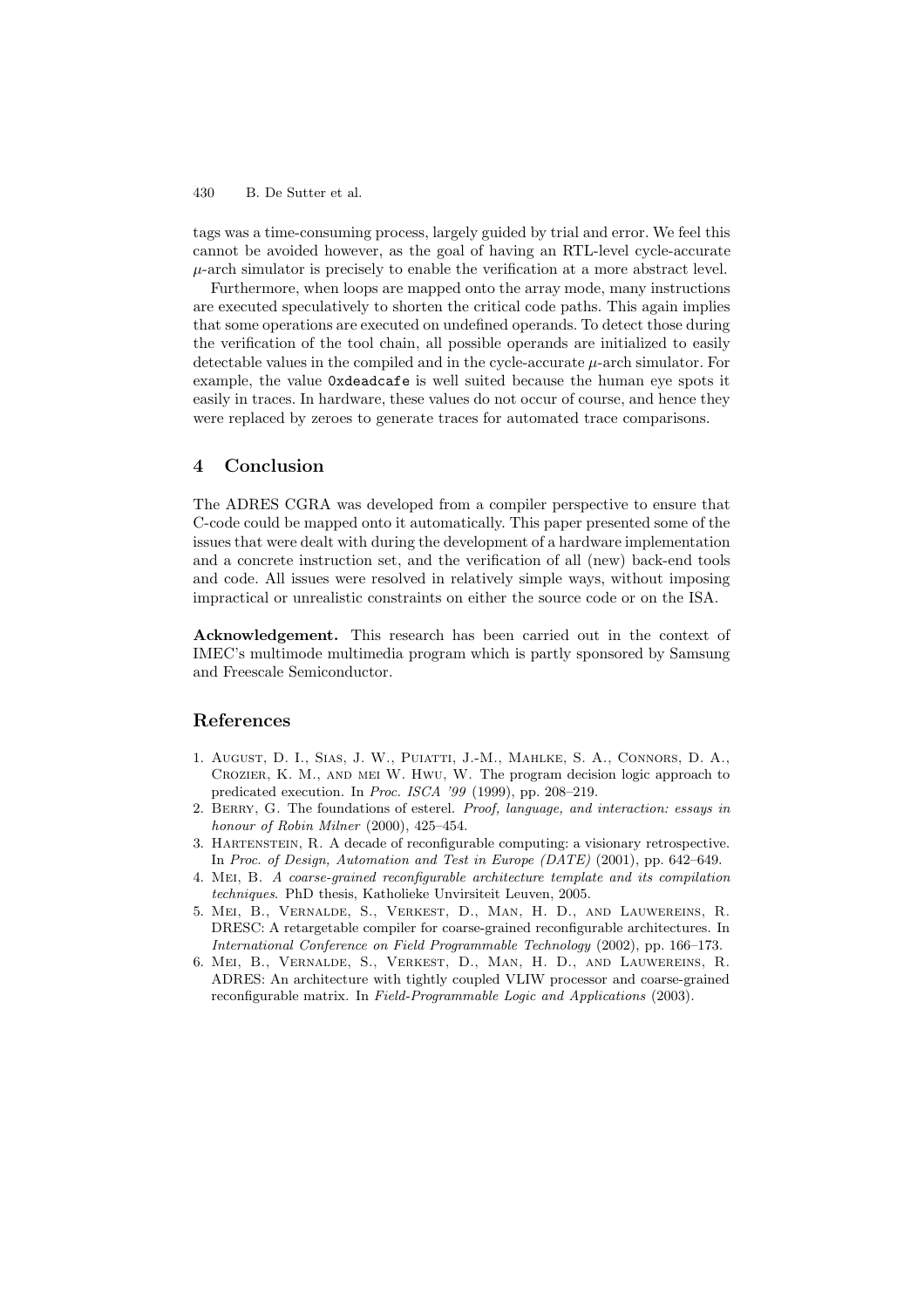tags was a time-consuming process, largely guided by trial and error. We feel this cannot be avoided however, as the goal of having an RTL-level cycle-accurate $\mu$-arch simulator is precisely to enable the verification at a more abstract level.

Furthermore, when loops are mapped onto the array mode, many instructions are executed speculatively to shorten the critical code paths. This again implies that some operations are executed on undefined operands. To detect those during the verification of the tool chain, all possible operands are initialized to easily detectable values in the compiled and in the cycle-accurate $\mu$-arch simulator. For example, the value `0xdeadcafe` is well suited because the human eye spots it easily in traces. In hardware, these values do not occur of course, and hence they were replaced by zeroes to generate traces for automated trace comparisons.

## 4 Conclusion

The ADRES CGRA was developed from a compiler perspective to ensure that C-code could be mapped onto it automatically. This paper presented some of the issues that were dealt with during the development of a hardware implementation and a concrete instruction set, and the verification of all (new) back-end tools and code. All issues were resolved in relatively simple ways, without imposing impractical or unrealistic constraints on either the source code or on the ISA.

**Acknowledgement.** This research has been carried out in the context of IMEC's multimode multimedia program which is partly sponsored by Samsung and Freescale Semiconductor.

## References

1. August, D. I., Sias, J. W., Puiatti, J.-M., Mahlke, S. A., Connors, D. A., Crozier, K. M., and mei W. Hwu, W. The program decision logic approach to predicated execution. In *Proc. ISCA '99* (1999), pp. 208–219.
2. Berry, G. The foundations of esterel. *Proof, language, and interaction: essays in honour of Robin Milner* (2000), 425–454.
3. Hartenstein, R. A decade of reconfigurable computing: a visionary retrospective. In *Proc. of Design, Automation and Test in Europe (DATE)* (2001), pp. 642–649.
4. Mei, B. *A coarse-grained reconfigurable architecture template and its compilation techniques*. PhD thesis, Katholieke Unvirsiteit Leuven, 2005.
5. Mei, B., Vernalde, S., Verkest, D., Man, H. D., and Lauwereins, R. DRESC: A retargetable compiler for coarse-grained reconfigurable architectures. In *International Conference on Field Programmable Technology* (2002), pp. 166–173.
6. Mei, B., Vernalde, S., Verkest, D., Man, H. D., and Lauwereins, R. ADRES: An architecture with tightly coupled VLIW processor and coarse-grained reconfigurable matrix. In *Field-Programmable Logic and Applications* (2003).